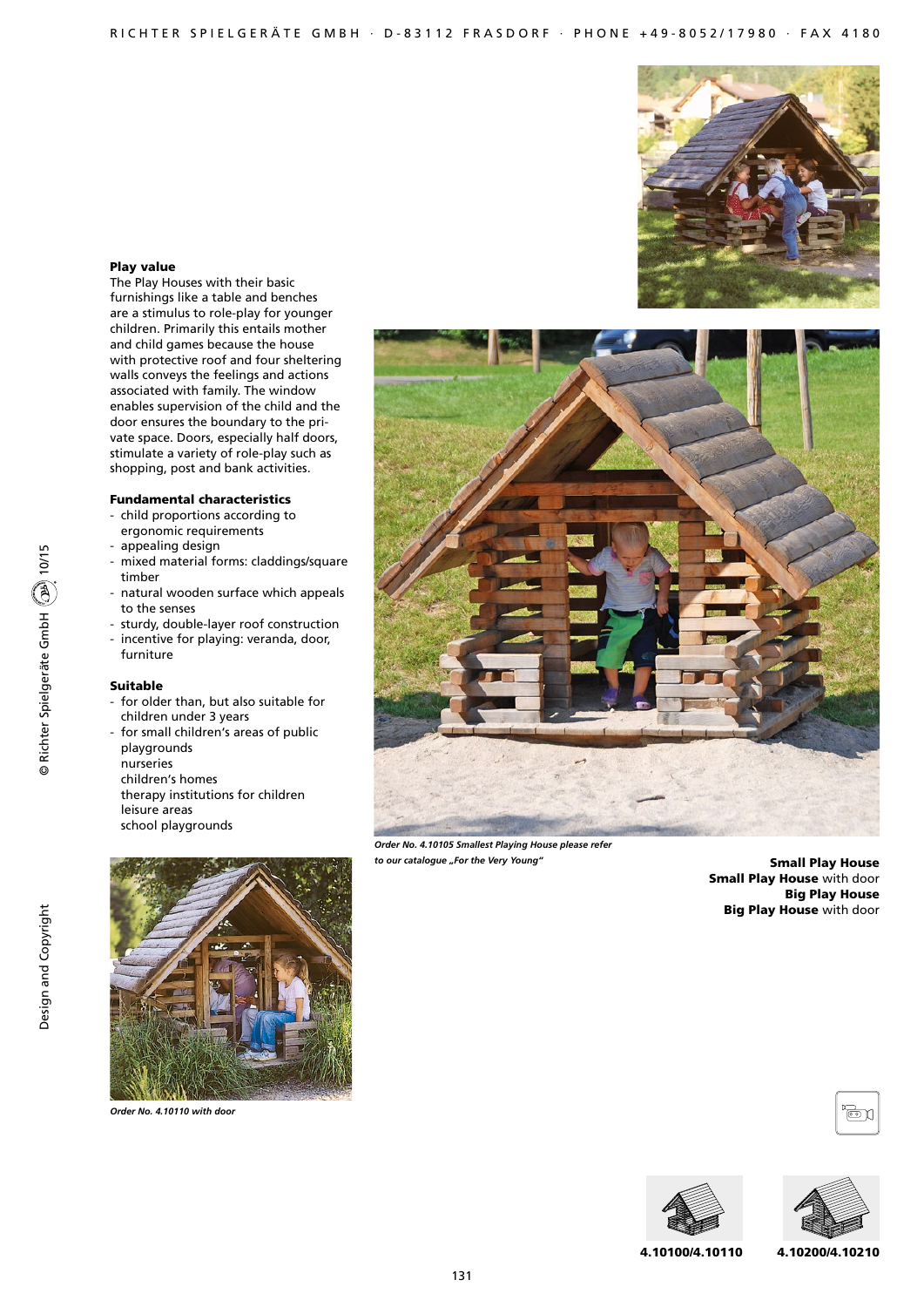**Small Play House**
**Small Play House** with door
**Big Play House**
**Big Play House** with door

## Play value

The Play Houses with their basic furnishings like a table and benches are a stimulus to role-play for younger children. Primarily this entails mother and child games because the house with protective roof and four sheltering walls conveys the feelings and actions associated with family. The window enables supervision of the child and the door ensures the boundary to the private space. Doors, especially half doors, stimulate a variety of role-play such as shopping, post and bank activities.

## Fundamental characteristics

- child proportions according to ergonomic requirements
- appealing design
- mixed material forms: claddings/square timber
- natural wooden surface which appeals to the senses
- sturdy, double-layer roof construction
- incentive for playing: veranda, door, furniture

## Suitable

- for older than, but also suitable for children under 3 years
- for small children's areas of public playgrounds
  nurseries
  children's homes
  therapy institutions for children
  leisure areas
  school playgrounds

*Order No. 4.10105 Smallest Playing House please refer to our catalogue „For the Very Young"*

*Order No. 4.10110 with door*

**4.10100/4.10110**

**4.10200/4.10210**

© Richter Spielgeräte GmbH 10/15

Design and Copyright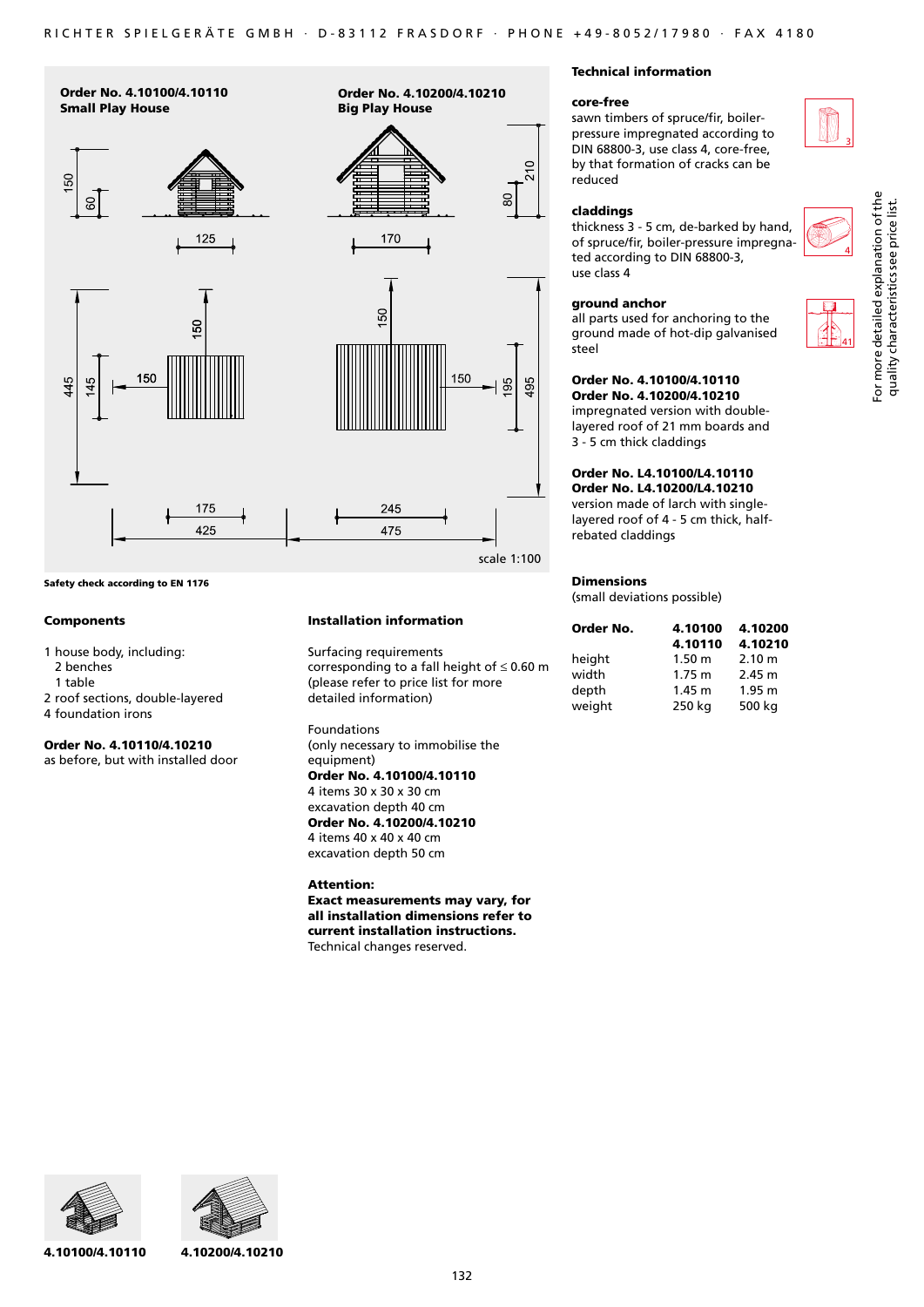**Order No. 4.10100/4.10110**
**Small Play House**

**Order No. 4.10200/4.10210**
**Big Play House**

150
60
125
170
80
210
150
445
145
150
150
150
195
495
175
425
245
475

scale 1:100

**Safety check according to EN 1176**

## Technical information

**core-free**
sawn timbers of spruce/fir, boiler-pressure impregnated according to DIN 68800-3, use class 4, core-free, by that formation of cracks can be reduced

**claddings**
thickness 3 - 5 cm, de-barked by hand, of spruce/fir, boiler-pressure impregnated according to DIN 68800-3, use class 4

**ground anchor**
all parts used for anchoring to the ground made of hot-dip galvanised steel

**Order No. 4.10100/4.10110**
**Order No. 4.10200/4.10210**
impregnated version with double-layered roof of 21 mm boards and 3 - 5 cm thick claddings

**Order No. L4.10100/L4.10110**
**Order No. L4.10200/L4.10210**
version made of larch with single-layered roof of 4 - 5 cm thick, half-rebated claddings

For more detailed explanation of the quality characteristics see price list.

## Components

1 house body, including:
  2 benches
  1 table
2 roof sections, double-layered
4 foundation irons

**Order No. 4.10110/4.10210**
as before, but with installed door

## Installation information

Surfacing requirements
corresponding to a fall height of ≤ 0.60 m
(please refer to price list for more detailed information)

Foundations
(only necessary to immobilise the equipment)
**Order No. 4.10100/4.10110**
4 items 30 x 30 x 30 cm
excavation depth 40 cm
**Order No. 4.10200/4.10210**
4 items 40 x 40 x 40 cm
excavation depth 50 cm

**Attention:**
**Exact measurements may vary, for all installation dimensions refer to current installation instructions.**
Technical changes reserved.

## Dimensions

(small deviations possible)

| **Order No.** | **4.10100 4.10110** | **4.10200 4.10210** |
|---|---|---|
| height | 1.50 m | 2.10 m |
| width | 1.75 m | 2.45 m |
| depth | 1.45 m | 1.95 m |
| weight | 250 kg | 500 kg |

**4.10100/4.10110**

**4.10200/4.10210**